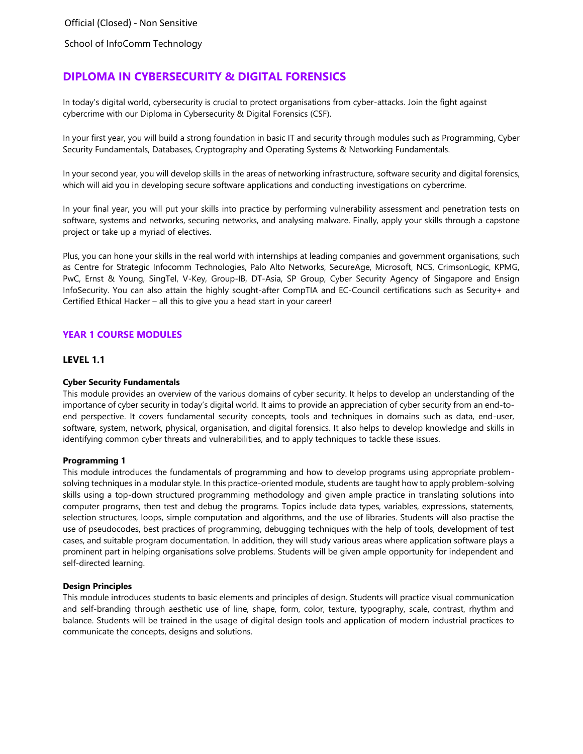Official (Closed) - Non Sensitive

School of InfoComm Technology

# DIPLOMA IN CYBERSECURITY & DIGITAL FORENSICS

In today's digital world, cybersecurity is crucial to protect organisations from cyber-attacks. Join the fight against cybercrime with our Diploma in Cybersecurity & Digital Forensics (CSF).

In your first year, you will build a strong foundation in basic IT and security through modules such as Programming, Cyber Security Fundamentals, Databases, Cryptography and Operating Systems & Networking Fundamentals.

In your second year, you will develop skills in the areas of networking infrastructure, software security and digital forensics, which will aid you in developing secure software applications and conducting investigations on cybercrime.

In your final year, you will put your skills into practice by performing vulnerability assessment and penetration tests on software, systems and networks, securing networks, and analysing malware. Finally, apply your skills through a capstone project or take up a myriad of electives.

Plus, you can hone your skills in the real world with internships at leading companies and government organisations, such as Centre for Strategic Infocomm Technologies, Palo Alto Networks, SecureAge, Microsoft, NCS, CrimsonLogic, KPMG, PwC, Ernst & Young, SingTel, V-Key, Group-IB, DT-Asia, SP Group, Cyber Security Agency of Singapore and Ensign InfoSecurity. You can also attain the highly sought-after CompTIA and EC-Council certifications such as Security+ and Certified Ethical Hacker – all this to give you a head start in your career!

## YEAR 1 COURSE MODULES

### LEVEL 1.1

**Cyber Security Fundamentals**

This module provides an overview of the various domains of cyber security. It helps to develop an understanding of the importance of cyber security in today's digital world. It aims to provide an appreciation of cyber security from an end-to-end perspective. It covers fundamental security concepts, tools and techniques in domains such as data, end-user, software, system, network, physical, organisation, and digital forensics. It also helps to develop knowledge and skills in identifying common cyber threats and vulnerabilities, and to apply techniques to tackle these issues.

**Programming 1**

This module introduces the fundamentals of programming and how to develop programs using appropriate problem-solving techniques in a modular style. In this practice-oriented module, students are taught how to apply problem-solving skills using a top-down structured programming methodology and given ample practice in translating solutions into computer programs, then test and debug the programs. Topics include data types, variables, expressions, statements, selection structures, loops, simple computation and algorithms, and the use of libraries. Students will also practise the use of pseudocodes, best practices of programming, debugging techniques with the help of tools, development of test cases, and suitable program documentation. In addition, they will study various areas where application software plays a prominent part in helping organisations solve problems. Students will be given ample opportunity for independent and self-directed learning.

**Design Principles**

This module introduces students to basic elements and principles of design. Students will practice visual communication and self-branding through aesthetic use of line, shape, form, color, texture, typography, scale, contrast, rhythm and balance. Students will be trained in the usage of digital design tools and application of modern industrial practices to communicate the concepts, designs and solutions.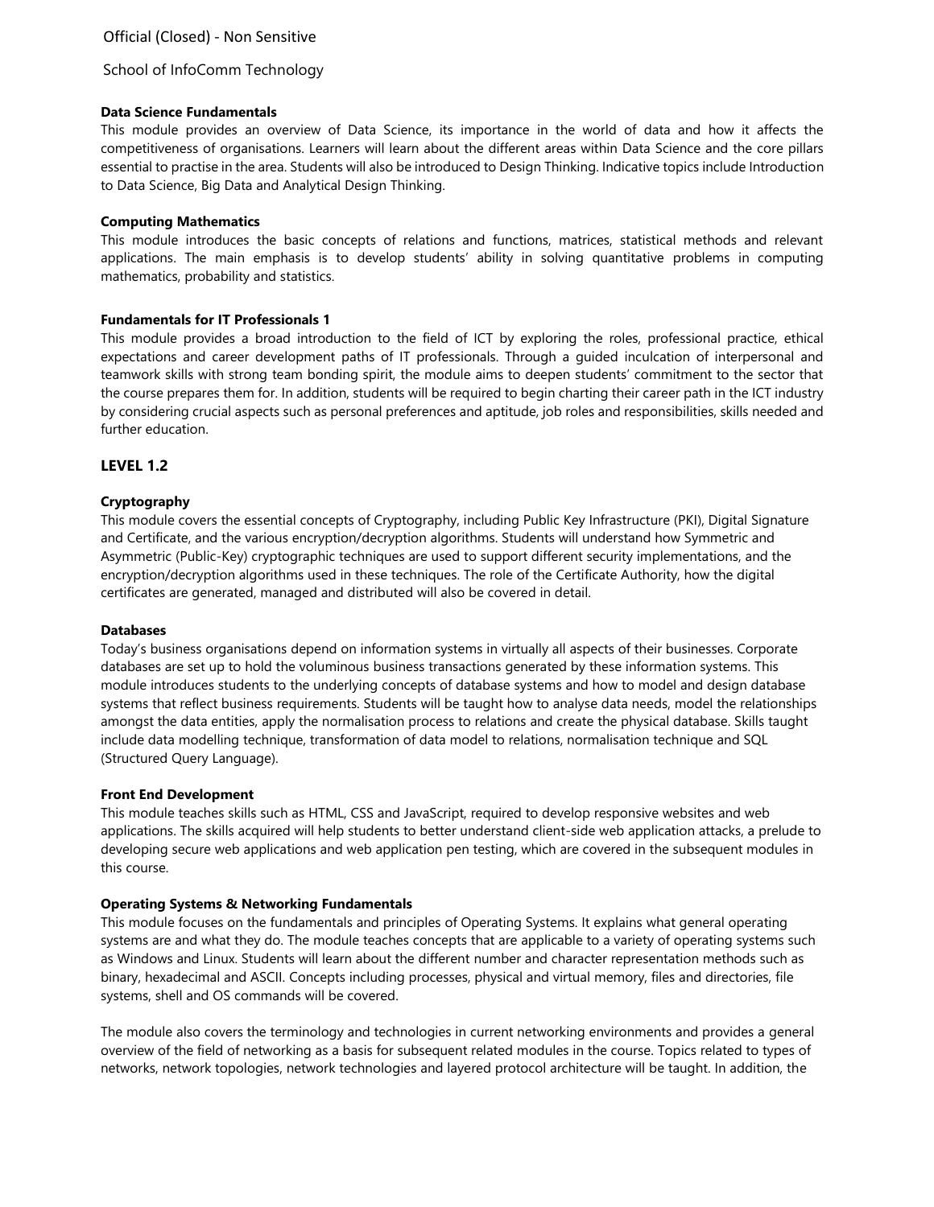### Data Science Fundamentals

This module provides an overview of Data Science, its importance in the world of data and how it affects the competitiveness of organisations. Learners will learn about the different areas within Data Science and the core pillars essential to practise in the area. Students will also be introduced to Design Thinking. Indicative topics include Introduction to Data Science, Big Data and Analytical Design Thinking.

### Computing Mathematics

This module introduces the basic concepts of relations and functions, matrices, statistical methods and relevant applications. The main emphasis is to develop students' ability in solving quantitative problems in computing mathematics, probability and statistics.

### Fundamentals for IT Professionals 1

This module provides a broad introduction to the field of ICT by exploring the roles, professional practice, ethical expectations and career development paths of IT professionals. Through a guided inculcation of interpersonal and teamwork skills with strong team bonding spirit, the module aims to deepen students' commitment to the sector that the course prepares them for. In addition, students will be required to begin charting their career path in the ICT industry by considering crucial aspects such as personal preferences and aptitude, job roles and responsibilities, skills needed and further education.

## LEVEL 1.2

### Cryptography

This module covers the essential concepts of Cryptography, including Public Key Infrastructure (PKI), Digital Signature and Certificate, and the various encryption/decryption algorithms. Students will understand how Symmetric and Asymmetric (Public-Key) cryptographic techniques are used to support different security implementations, and the encryption/decryption algorithms used in these techniques. The role of the Certificate Authority, how the digital certificates are generated, managed and distributed will also be covered in detail.

### Databases

Today's business organisations depend on information systems in virtually all aspects of their businesses. Corporate databases are set up to hold the voluminous business transactions generated by these information systems. This module introduces students to the underlying concepts of database systems and how to model and design database systems that reflect business requirements. Students will be taught how to analyse data needs, model the relationships amongst the data entities, apply the normalisation process to relations and create the physical database. Skills taught include data modelling technique, transformation of data model to relations, normalisation technique and SQL (Structured Query Language).

### Front End Development

This module teaches skills such as HTML, CSS and JavaScript, required to develop responsive websites and web applications. The skills acquired will help students to better understand client-side web application attacks, a prelude to developing secure web applications and web application pen testing, which are covered in the subsequent modules in this course.

### Operating Systems & Networking Fundamentals

This module focuses on the fundamentals and principles of Operating Systems. It explains what general operating systems are and what they do. The module teaches concepts that are applicable to a variety of operating systems such as Windows and Linux. Students will learn about the different number and character representation methods such as binary, hexadecimal and ASCII. Concepts including processes, physical and virtual memory, files and directories, file systems, shell and OS commands will be covered.

The module also covers the terminology and technologies in current networking environments and provides a general overview of the field of networking as a basis for subsequent related modules in the course. Topics related to types of networks, network topologies, network technologies and layered protocol architecture will be taught. In addition, the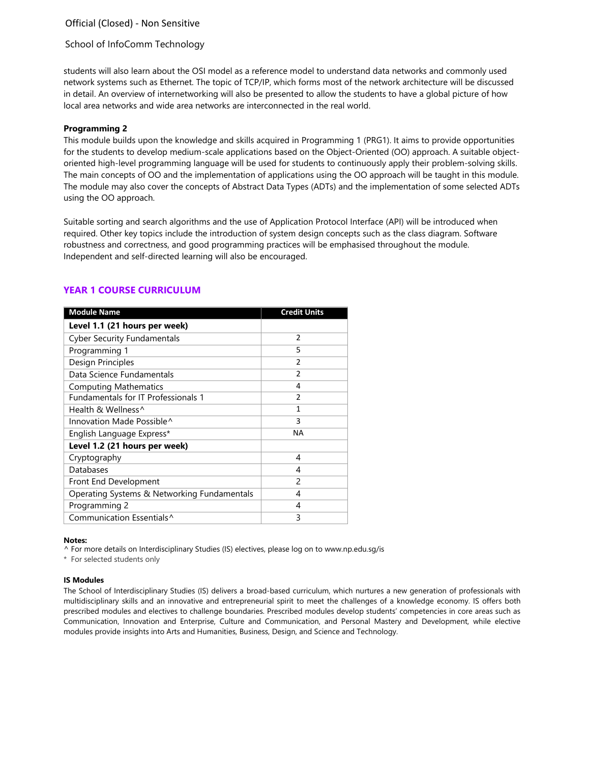students will also learn about the OSI model as a reference model to understand data networks and commonly used network systems such as Ethernet. The topic of TCP/IP, which forms most of the network architecture will be discussed in detail. An overview of internetworking will also be presented to allow the students to have a global picture of how local area networks and wide area networks are interconnected in the real world.

**Programming 2**

This module builds upon the knowledge and skills acquired in Programming 1 (PRG1). It aims to provide opportunities for the students to develop medium-scale applications based on the Object-Oriented (OO) approach. A suitable object-oriented high-level programming language will be used for students to continuously apply their problem-solving skills. The main concepts of OO and the implementation of applications using the OO approach will be taught in this module. The module may also cover the concepts of Abstract Data Types (ADTs) and the implementation of some selected ADTs using the OO approach.

Suitable sorting and search algorithms and the use of Application Protocol Interface (API) will be introduced when required. Other key topics include the introduction of system design concepts such as the class diagram. Software robustness and correctness, and good programming practices will be emphasised throughout the module. Independent and self-directed learning will also be encouraged.

## YEAR 1 COURSE CURRICULUM

| Module Name | Credit Units |
|---|---|
| **Level 1.1 (21 hours per week)** | |
| Cyber Security Fundamentals | 2 |
| Programming 1 | 5 |
| Design Principles | 2 |
| Data Science Fundamentals | 2 |
| Computing Mathematics | 4 |
| Fundamentals for IT Professionals 1 | 2 |
| Health & Wellness^ | 1 |
| Innovation Made Possible^ | 3 |
| English Language Express* | NA |
| **Level 1.2 (21 hours per week)** | |
| Cryptography | 4 |
| Databases | 4 |
| Front End Development | 2 |
| Operating Systems & Networking Fundamentals | 4 |
| Programming 2 | 4 |
| Communication Essentials^ | 3 |

**Notes:**

^ For more details on Interdisciplinary Studies (IS) electives, please log on to www.np.edu.sg/is

\* For selected students only

**IS Modules**

The School of Interdisciplinary Studies (IS) delivers a broad-based curriculum, which nurtures a new generation of professionals with multidisciplinary skills and an innovative and entrepreneurial spirit to meet the challenges of a knowledge economy. IS offers both prescribed modules and electives to challenge boundaries. Prescribed modules develop students' competencies in core areas such as Communication, Innovation and Enterprise, Culture and Communication, and Personal Mastery and Development, while elective modules provide insights into Arts and Humanities, Business, Design, and Science and Technology.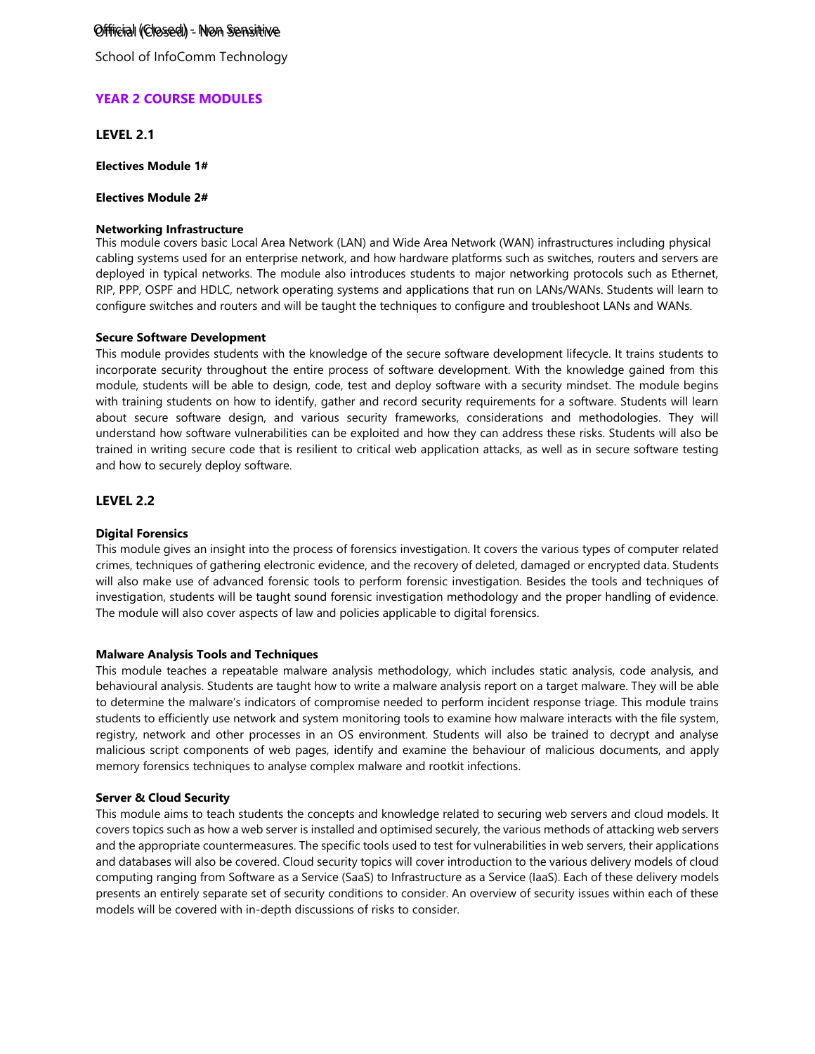School of InfoComm Technology

## YEAR 2 COURSE MODULES

### LEVEL 2.1

**Electives Module 1#**

**Electives Module 2#**

**Networking Infrastructure**

This module covers basic Local Area Network (LAN) and Wide Area Network (WAN) infrastructures including physical cabling systems used for an enterprise network, and how hardware platforms such as switches, routers and servers are deployed in typical networks. The module also introduces students to major networking protocols such as Ethernet, RIP, PPP, OSPF and HDLC, network operating systems and applications that run on LANs/WANs. Students will learn to configure switches and routers and will be taught the techniques to configure and troubleshoot LANs and WANs.

**Secure Software Development**

This module provides students with the knowledge of the secure software development lifecycle. It trains students to incorporate security throughout the entire process of software development. With the knowledge gained from this module, students will be able to design, code, test and deploy software with a security mindset. The module begins with training students on how to identify, gather and record security requirements for a software. Students will learn about secure software design, and various security frameworks, considerations and methodologies. They will understand how software vulnerabilities can be exploited and how they can address these risks. Students will also be trained in writing secure code that is resilient to critical web application attacks, as well as in secure software testing and how to securely deploy software.

### LEVEL 2.2

**Digital Forensics**

This module gives an insight into the process of forensics investigation. It covers the various types of computer related crimes, techniques of gathering electronic evidence, and the recovery of deleted, damaged or encrypted data. Students will also make use of advanced forensic tools to perform forensic investigation. Besides the tools and techniques of investigation, students will be taught sound forensic investigation methodology and the proper handling of evidence. The module will also cover aspects of law and policies applicable to digital forensics.

**Malware Analysis Tools and Techniques**

This module teaches a repeatable malware analysis methodology, which includes static analysis, code analysis, and behavioural analysis. Students are taught how to write a malware analysis report on a target malware. They will be able to determine the malware's indicators of compromise needed to perform incident response triage. This module trains students to efficiently use network and system monitoring tools to examine how malware interacts with the file system, registry, network and other processes in an OS environment. Students will also be trained to decrypt and analyse malicious script components of web pages, identify and examine the behaviour of malicious documents, and apply memory forensics techniques to analyse complex malware and rootkit infections.

**Server & Cloud Security**

This module aims to teach students the concepts and knowledge related to securing web servers and cloud models. It covers topics such as how a web server is installed and optimised securely, the various methods of attacking web servers and the appropriate countermeasures. The specific tools used to test for vulnerabilities in web servers, their applications and databases will also be covered. Cloud security topics will cover introduction to the various delivery models of cloud computing ranging from Software as a Service (SaaS) to Infrastructure as a Service (IaaS). Each of these delivery models presents an entirely separate set of security conditions to consider. An overview of security issues within each of these models will be covered with in-depth discussions of risks to consider.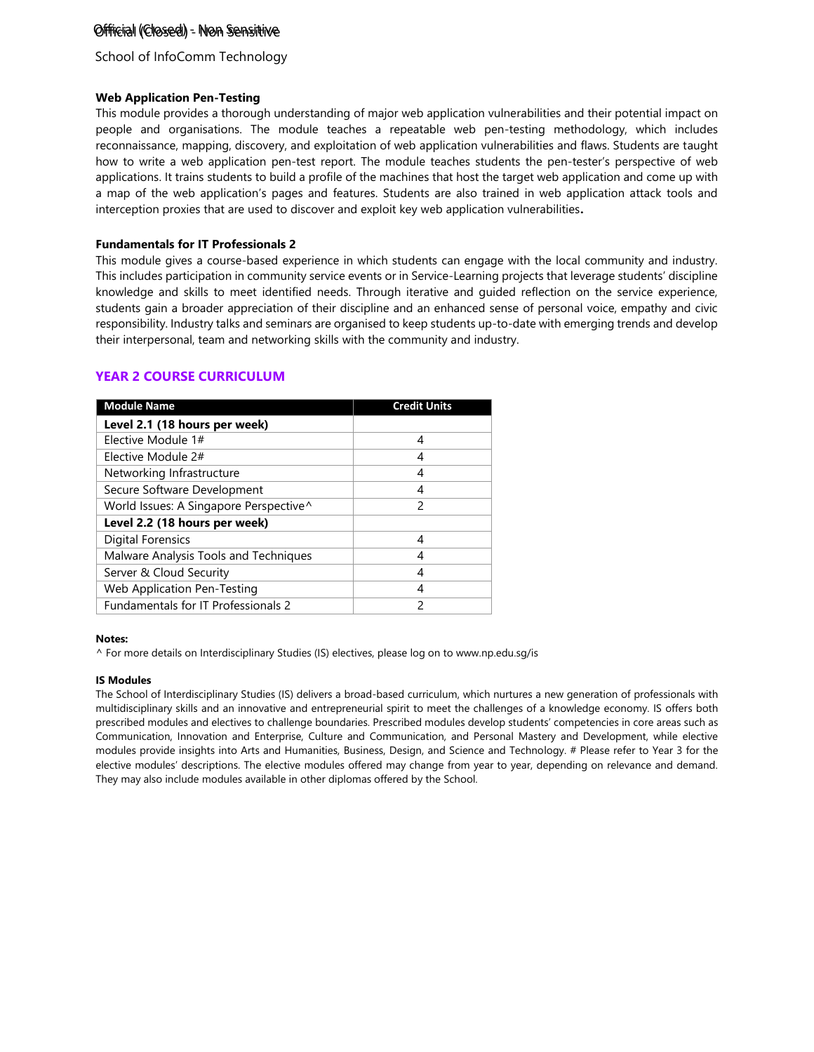### Web Application Pen-Testing

This module provides a thorough understanding of major web application vulnerabilities and their potential impact on people and organisations. The module teaches a repeatable web pen-testing methodology, which includes reconnaissance, mapping, discovery, and exploitation of web application vulnerabilities and flaws. Students are taught how to write a web application pen-test report. The module teaches students the pen-tester's perspective of web applications. It trains students to build a profile of the machines that host the target web application and come up with a map of the web application's pages and features. Students are also trained in web application attack tools and interception proxies that are used to discover and exploit key web application vulnerabilities.

### Fundamentals for IT Professionals 2

This module gives a course-based experience in which students can engage with the local community and industry. This includes participation in community service events or in Service-Learning projects that leverage students' discipline knowledge and skills to meet identified needs. Through iterative and guided reflection on the service experience, students gain a broader appreciation of their discipline and an enhanced sense of personal voice, empathy and civic responsibility. Industry talks and seminars are organised to keep students up-to-date with emerging trends and develop their interpersonal, team and networking skills with the community and industry.

## YEAR 2 COURSE CURRICULUM

| Module Name | Credit Units |
|---|---|
| **Level 2.1 (18 hours per week)** | |
| Elective Module 1# | 4 |
| Elective Module 2# | 4 |
| Networking Infrastructure | 4 |
| Secure Software Development | 4 |
| World Issues: A Singapore Perspective^ | 2 |
| **Level 2.2 (18 hours per week)** | |
| Digital Forensics | 4 |
| Malware Analysis Tools and Techniques | 4 |
| Server & Cloud Security | 4 |
| Web Application Pen-Testing | 4 |
| Fundamentals for IT Professionals 2 | 2 |

**Notes:**

^ For more details on Interdisciplinary Studies (IS) electives, please log on to www.np.edu.sg/is

**IS Modules**

The School of Interdisciplinary Studies (IS) delivers a broad-based curriculum, which nurtures a new generation of professionals with multidisciplinary skills and an innovative and entrepreneurial spirit to meet the challenges of a knowledge economy. IS offers both prescribed modules and electives to challenge boundaries. Prescribed modules develop students' competencies in core areas such as Communication, Innovation and Enterprise, Culture and Communication, and Personal Mastery and Development, while elective modules provide insights into Arts and Humanities, Business, Design, and Science and Technology. # Please refer to Year 3 for the elective modules' descriptions. The elective modules offered may change from year to year, depending on relevance and demand. They may also include modules available in other diplomas offered by the School.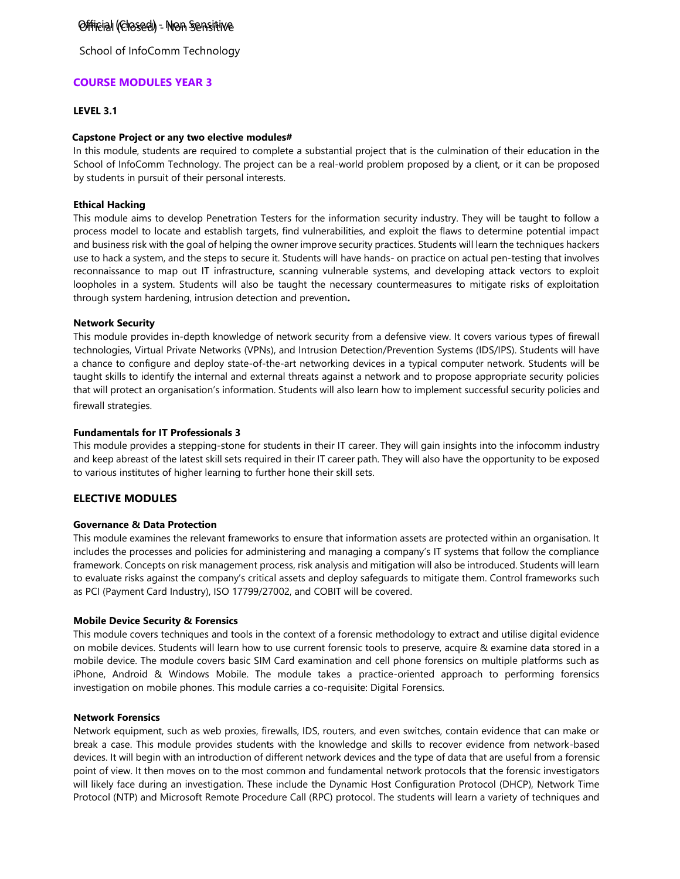School of InfoComm Technology

## COURSE MODULES YEAR 3

### LEVEL 3.1

**Capstone Project or any two elective modules#**

In this module, students are required to complete a substantial project that is the culmination of their education in the School of InfoComm Technology. The project can be a real-world problem proposed by a client, or it can be proposed by students in pursuit of their personal interests.

**Ethical Hacking**

This module aims to develop Penetration Testers for the information security industry. They will be taught to follow a process model to locate and establish targets, find vulnerabilities, and exploit the flaws to determine potential impact and business risk with the goal of helping the owner improve security practices. Students will learn the techniques hackers use to hack a system, and the steps to secure it. Students will have hands- on practice on actual pen-testing that involves reconnaissance to map out IT infrastructure, scanning vulnerable systems, and developing attack vectors to exploit loopholes in a system. Students will also be taught the necessary countermeasures to mitigate risks of exploitation through system hardening, intrusion detection and prevention**.**

**Network Security**

This module provides in-depth knowledge of network security from a defensive view. It covers various types of firewall technologies, Virtual Private Networks (VPNs), and Intrusion Detection/Prevention Systems (IDS/IPS). Students will have a chance to configure and deploy state-of-the-art networking devices in a typical computer network. Students will be taught skills to identify the internal and external threats against a network and to propose appropriate security policies that will protect an organisation's information. Students will also learn how to implement successful security policies and firewall strategies.

**Fundamentals for IT Professionals 3**

This module provides a stepping-stone for students in their IT career. They will gain insights into the infocomm industry and keep abreast of the latest skill sets required in their IT career path. They will also have the opportunity to be exposed to various institutes of higher learning to further hone their skill sets.

## ELECTIVE MODULES

**Governance & Data Protection**

This module examines the relevant frameworks to ensure that information assets are protected within an organisation. It includes the processes and policies for administering and managing a company's IT systems that follow the compliance framework. Concepts on risk management process, risk analysis and mitigation will also be introduced. Students will learn to evaluate risks against the company's critical assets and deploy safeguards to mitigate them. Control frameworks such as PCI (Payment Card Industry), ISO 17799/27002, and COBIT will be covered.

**Mobile Device Security & Forensics**

This module covers techniques and tools in the context of a forensic methodology to extract and utilise digital evidence on mobile devices. Students will learn how to use current forensic tools to preserve, acquire & examine data stored in a mobile device. The module covers basic SIM Card examination and cell phone forensics on multiple platforms such as iPhone, Android & Windows Mobile. The module takes a practice-oriented approach to performing forensics investigation on mobile phones. This module carries a co-requisite: Digital Forensics.

**Network Forensics**

Network equipment, such as web proxies, firewalls, IDS, routers, and even switches, contain evidence that can make or break a case. This module provides students with the knowledge and skills to recover evidence from network-based devices. It will begin with an introduction of different network devices and the type of data that are useful from a forensic point of view. It then moves on to the most common and fundamental network protocols that the forensic investigators will likely face during an investigation. These include the Dynamic Host Configuration Protocol (DHCP), Network Time Protocol (NTP) and Microsoft Remote Procedure Call (RPC) protocol. The students will learn a variety of techniques and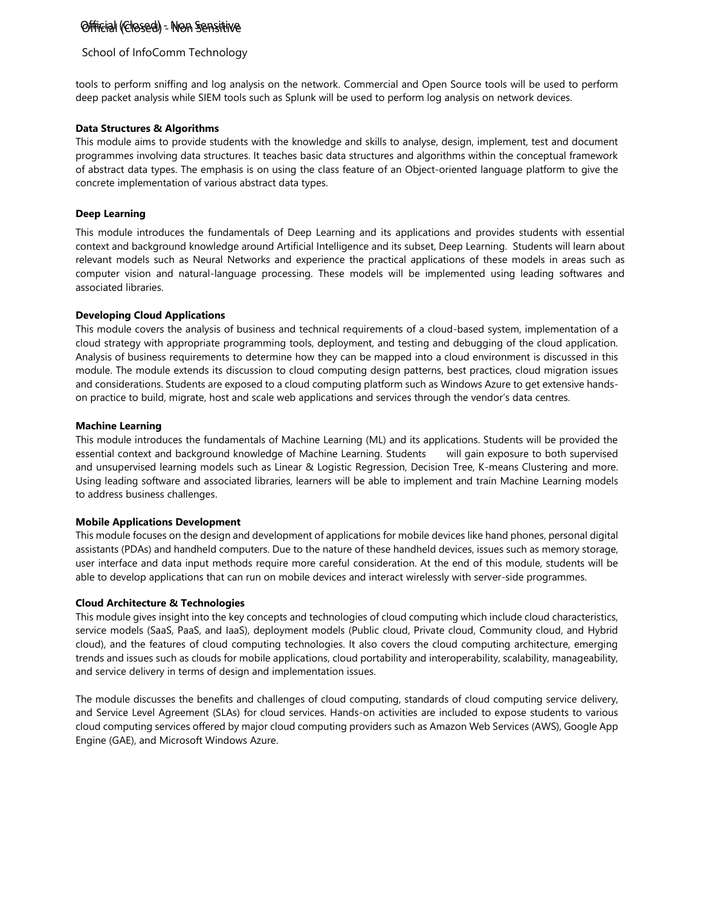tools to perform sniffing and log analysis on the network. Commercial and Open Source tools will be used to perform deep packet analysis while SIEM tools such as Splunk will be used to perform log analysis on network devices.

**Data Structures & Algorithms**

This module aims to provide students with the knowledge and skills to analyse, design, implement, test and document programmes involving data structures. It teaches basic data structures and algorithms within the conceptual framework of abstract data types. The emphasis is on using the class feature of an Object-oriented language platform to give the concrete implementation of various abstract data types.

**Deep Learning**

This module introduces the fundamentals of Deep Learning and its applications and provides students with essential context and background knowledge around Artificial Intelligence and its subset, Deep Learning. Students will learn about relevant models such as Neural Networks and experience the practical applications of these models in areas such as computer vision and natural-language processing. These models will be implemented using leading softwares and associated libraries.

**Developing Cloud Applications**

This module covers the analysis of business and technical requirements of a cloud-based system, implementation of a cloud strategy with appropriate programming tools, deployment, and testing and debugging of the cloud application. Analysis of business requirements to determine how they can be mapped into a cloud environment is discussed in this module. The module extends its discussion to cloud computing design patterns, best practices, cloud migration issues and considerations. Students are exposed to a cloud computing platform such as Windows Azure to get extensive hands-on practice to build, migrate, host and scale web applications and services through the vendor's data centres.

**Machine Learning**

This module introduces the fundamentals of Machine Learning (ML) and its applications. Students will be provided the essential context and background knowledge of Machine Learning. Students will gain exposure to both supervised and unsupervised learning models such as Linear & Logistic Regression, Decision Tree, K-means Clustering and more. Using leading software and associated libraries, learners will be able to implement and train Machine Learning models to address business challenges.

**Mobile Applications Development**

This module focuses on the design and development of applications for mobile devices like hand phones, personal digital assistants (PDAs) and handheld computers. Due to the nature of these handheld devices, issues such as memory storage, user interface and data input methods require more careful consideration. At the end of this module, students will be able to develop applications that can run on mobile devices and interact wirelessly with server-side programmes.

**Cloud Architecture & Technologies**

This module gives insight into the key concepts and technologies of cloud computing which include cloud characteristics, service models (SaaS, PaaS, and IaaS), deployment models (Public cloud, Private cloud, Community cloud, and Hybrid cloud), and the features of cloud computing technologies. It also covers the cloud computing architecture, emerging trends and issues such as clouds for mobile applications, cloud portability and interoperability, scalability, manageability, and service delivery in terms of design and implementation issues.

The module discusses the benefits and challenges of cloud computing, standards of cloud computing service delivery, and Service Level Agreement (SLAs) for cloud services. Hands-on activities are included to expose students to various cloud computing services offered by major cloud computing providers such as Amazon Web Services (AWS), Google App Engine (GAE), and Microsoft Windows Azure.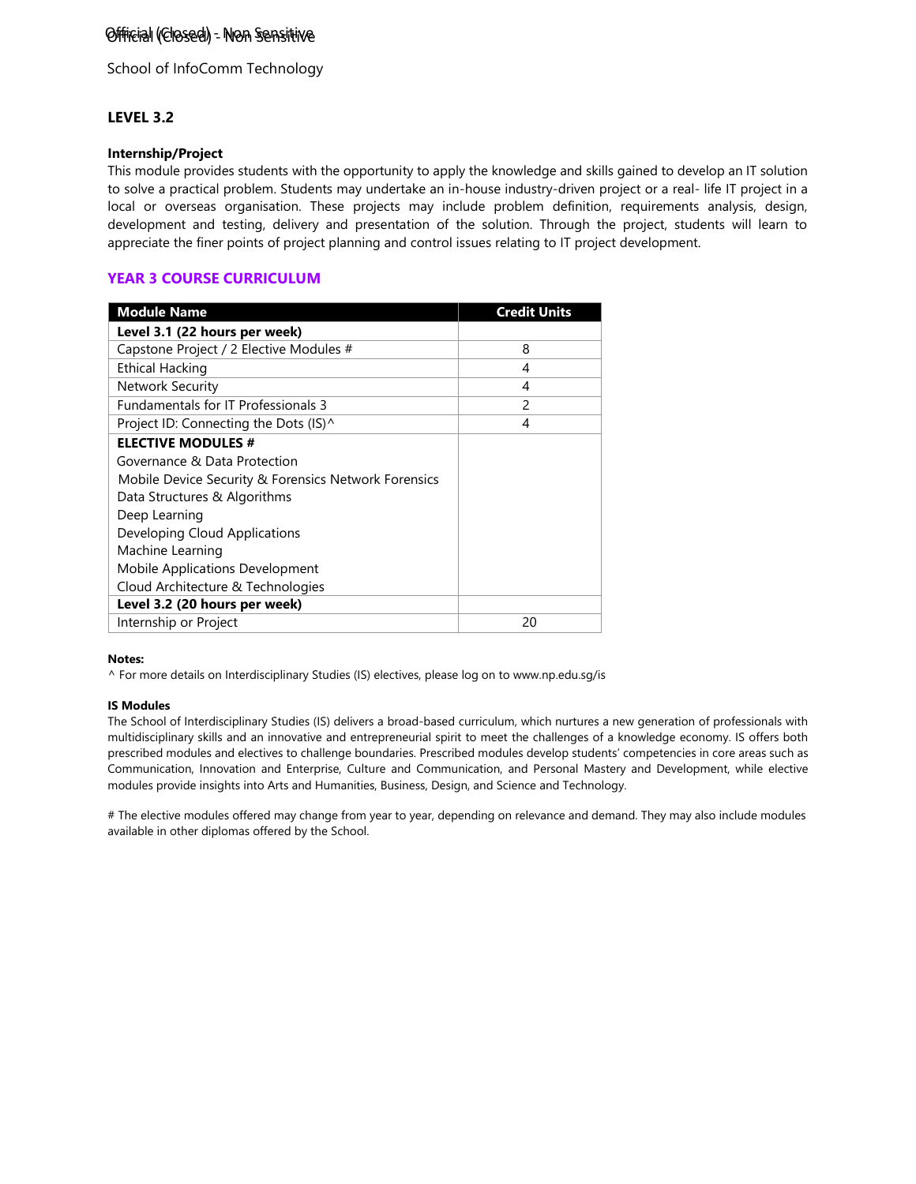School of InfoComm Technology

### LEVEL 3.2

**Internship/Project**

This module provides students with the opportunity to apply the knowledge and skills gained to develop an IT solution to solve a practical problem. Students may undertake an in-house industry-driven project or a real- life IT project in a local or overseas organisation. These projects may include problem definition, requirements analysis, design, development and testing, delivery and presentation of the solution. Through the project, students will learn to appreciate the finer points of project planning and control issues relating to IT project development.

## YEAR 3 COURSE CURRICULUM

| Module Name | Credit Units |
|---|---|
| **Level 3.1 (22 hours per week)** | |
| Capstone Project / 2 Elective Modules # | 8 |
| Ethical Hacking | 4 |
| Network Security | 4 |
| Fundamentals for IT Professionals 3 | 2 |
| Project ID: Connecting the Dots (IS)^ | 4 |
| **ELECTIVE MODULES #**<br>Governance & Data Protection<br>Mobile Device Security & Forensics Network Forensics<br>Data Structures & Algorithms<br>Deep Learning<br>Developing Cloud Applications<br>Machine Learning<br>Mobile Applications Development<br>Cloud Architecture & Technologies | |
| **Level 3.2 (20 hours per week)** | |
| Internship or Project | 20 |

**Notes:**

^ For more details on Interdisciplinary Studies (IS) electives, please log on to www.np.edu.sg/is

**IS Modules**

The School of Interdisciplinary Studies (IS) delivers a broad-based curriculum, which nurtures a new generation of professionals with multidisciplinary skills and an innovative and entrepreneurial spirit to meet the challenges of a knowledge economy. IS offers both prescribed modules and electives to challenge boundaries. Prescribed modules develop students' competencies in core areas such as Communication, Innovation and Enterprise, Culture and Communication, and Personal Mastery and Development, while elective modules provide insights into Arts and Humanities, Business, Design, and Science and Technology.

# The elective modules offered may change from year to year, depending on relevance and demand. They may also include modules available in other diplomas offered by the School.